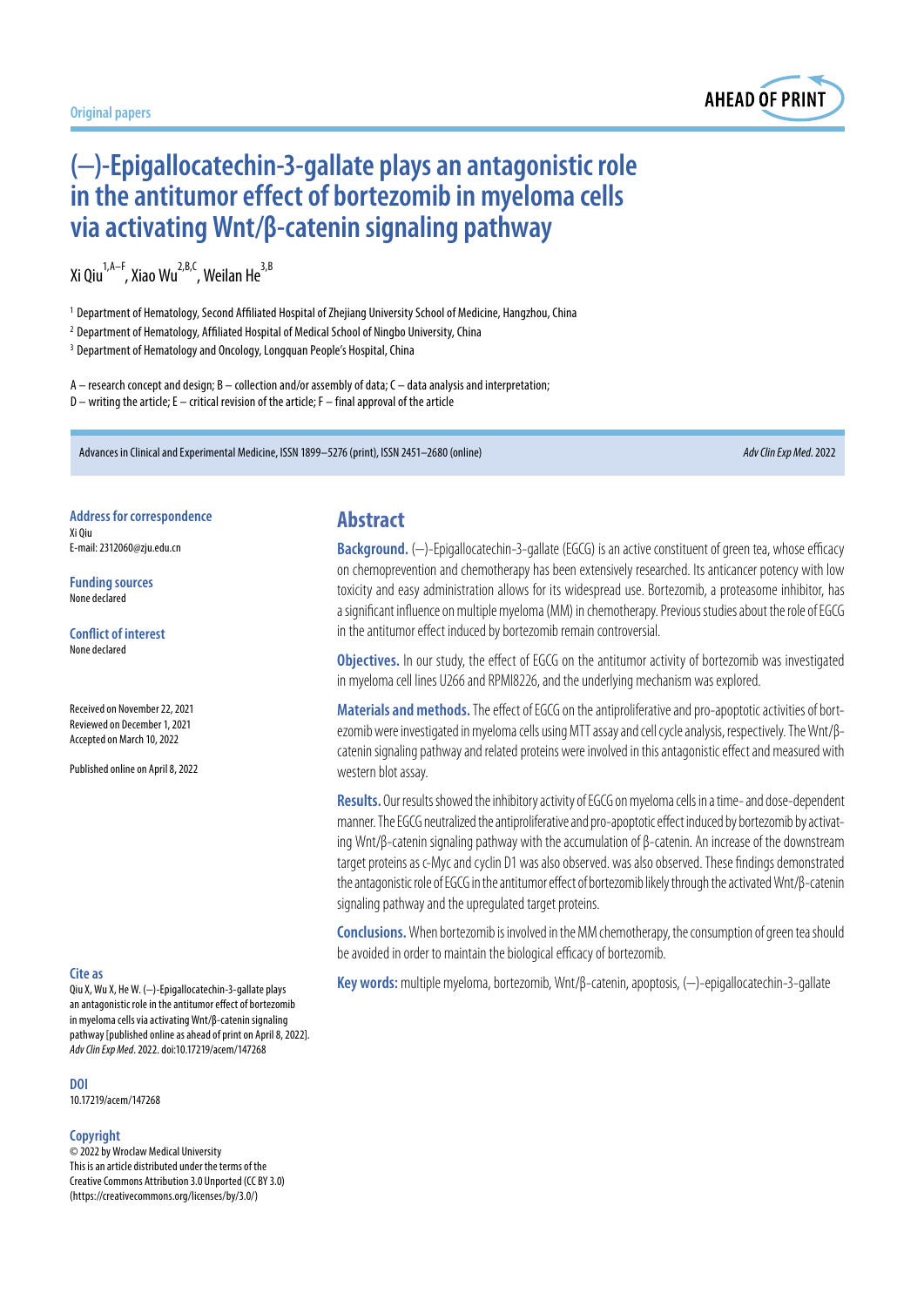Original papers

# (−)-Epigallocatechin-3-gallate plays an antagonistic role in the antitumor effect of bortezomib in myeloma cells via activating Wnt/β-catenin signaling pathway

Xi Qiu[1,A–F], Xiao Wu[2,B,C], Weilan He[3,B]

[1] Department of Hematology, Second Affiliated Hospital of Zhejiang University School of Medicine, Hangzhou, China
[2] Department of Hematology, Affiliated Hospital of Medical School of Ningbo University, China
[3] Department of Hematology and Oncology, Longquan People's Hospital, China

A – research concept and design; B – collection and/or assembly of data; C – data analysis and interpretation;
D – writing the article; E – critical revision of the article; F – final approval of the article

Advances in Clinical and Experimental Medicine, ISSN 1899–5276 (print), ISSN 2451–2680 (online) *Adv Clin Exp Med*. 2022

**Address for correspondence**
Xi Qiu
E-mail: 2312060@zju.edu.cn

**Funding sources**
None declared

**Conflict of interest**
None declared

Received on November 22, 2021
Reviewed on December 1, 2021
Accepted on March 10, 2022

Published online on April 8, 2022

## Abstract

**Background.** (−)-Epigallocatechin-3-gallate (EGCG) is an active constituent of green tea, whose efficacy on chemoprevention and chemotherapy has been extensively researched. Its anticancer potency with low toxicity and easy administration allows for its widespread use. Bortezomib, a proteasome inhibitor, has a significant influence on multiple myeloma (MM) in chemotherapy. Previous studies about the role of EGCG in the antitumor effect induced by bortezomib remain controversial.

**Objectives.** In our study, the effect of EGCG on the antitumor activity of bortezomib was investigated in myeloma cell lines U266 and RPMI8226, and the underlying mechanism was explored.

**Materials and methods.** The effect of EGCG on the antiproliferative and pro-apoptotic activities of bortezomib were investigated in myeloma cells using MTT assay and cell cycle analysis, respectively. The Wnt/β-catenin signaling pathway and related proteins were involved in this antagonistic effect and measured with western blot assay.

**Results.** Our results showed the inhibitory activity of EGCG on myeloma cells in a time- and dose-dependent manner. The EGCG neutralized the antiproliferative and pro-apoptotic effect induced by bortezomib by activating Wnt/β-catenin signaling pathway with the accumulation of β-catenin. An increase of the downstream target proteins as c-Myc and cyclin D1 was also observed. was also observed. These findings demonstrated the antagonistic role of EGCG in the antitumor effect of bortezomib likely through the activated Wnt/β-catenin signaling pathway and the upregulated target proteins.

**Conclusions.** When bortezomib is involved in the MM chemotherapy, the consumption of green tea should be avoided in order to maintain the biological efficacy of bortezomib.

**Key words:** multiple myeloma, bortezomib, Wnt/β-catenin, apoptosis, (−)-epigallocatechin-3-gallate

**Cite as**
Qiu X, Wu X, He W. (−)-Epigallocatechin-3-gallate plays an antagonistic role in the antitumor effect of bortezomib in myeloma cells via activating Wnt/β-catenin signaling pathway [published online as ahead of print on April 8, 2022]. *Adv Clin Exp Med*. 2022. doi:10.17219/acem/147268

**DOI**
10.17219/acem/147268

**Copyright**
© 2022 by Wroclaw Medical University
This is an article distributed under the terms of the Creative Commons Attribution 3.0 Unported (CC BY 3.0) (https://creativecommons.org/licenses/by/3.0/)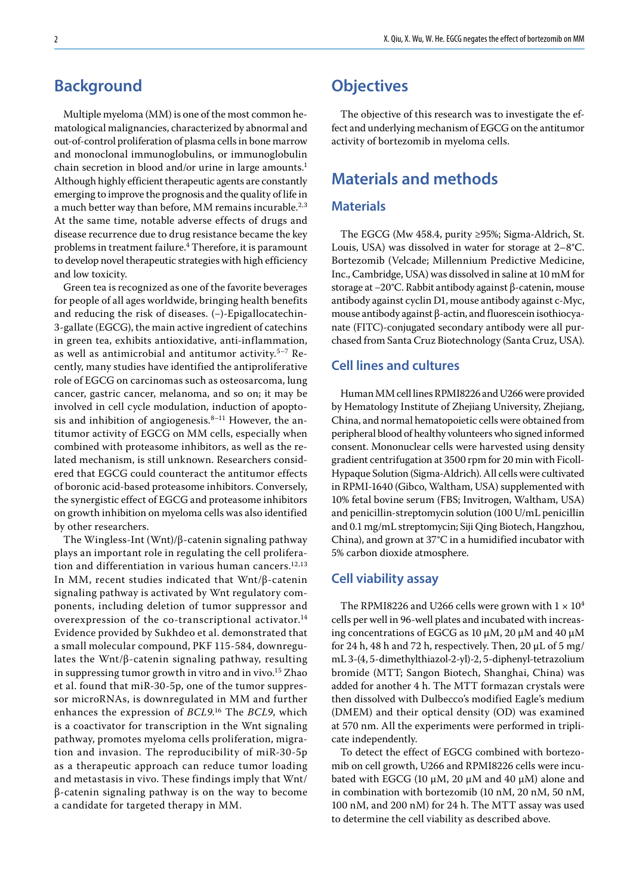## Background

Multiple myeloma (MM) is one of the most common hematological malignancies, characterized by abnormal and out-of-control proliferation of plasma cells in bone marrow and monoclonal immunoglobulins, or immunoglobulin chain secretion in blood and/or urine in large amounts.[1] Although highly efficient therapeutic agents are constantly emerging to improve the prognosis and the quality of life in a much better way than before, MM remains incurable.[2,3] At the same time, notable adverse effects of drugs and disease recurrence due to drug resistance became the key problems in treatment failure.[4] Therefore, it is paramount to develop novel therapeutic strategies with high efficiency and low toxicity.

Green tea is recognized as one of the favorite beverages for people of all ages worldwide, bringing health benefits and reducing the risk of diseases. (–)-Epigallocatechin-3-gallate (EGCG), the main active ingredient of catechins in green tea, exhibits antioxidative, anti-inflammation, as well as antimicrobial and antitumor activity.[5–7] Recently, many studies have identified the antiproliferative role of EGCG on carcinomas such as osteosarcoma, lung cancer, gastric cancer, melanoma, and so on; it may be involved in cell cycle modulation, induction of apoptosis and inhibition of angiogenesis.[8–11] However, the antitumor activity of EGCG on MM cells, especially when combined with proteasome inhibitors, as well as the related mechanism, is still unknown. Researchers considered that EGCG could counteract the antitumor effects of boronic acid-based proteasome inhibitors. Conversely, the synergistic effect of EGCG and proteasome inhibitors on growth inhibition on myeloma cells was also identified by other researchers.

The Wingless-Int (Wnt)/β-catenin signaling pathway plays an important role in regulating the cell proliferation and differentiation in various human cancers.[12,13] In MM, recent studies indicated that Wnt/β-catenin signaling pathway is activated by Wnt regulatory components, including deletion of tumor suppressor and overexpression of the co-transcriptional activator.[14] Evidence provided by Sukhdeo et al. demonstrated that a small molecular compound, PKF 115-584, downregulates the Wnt/β-catenin signaling pathway, resulting in suppressing tumor growth in vitro and in vivo.[15] Zhao et al. found that miR-30-5p, one of the tumor suppressor microRNAs, is downregulated in MM and further enhances the expression of *BCL9*.[16] The *BCL9*, which is a coactivator for transcription in the Wnt signaling pathway, promotes myeloma cells proliferation, migration and invasion. The reproducibility of miR-30-5p as a therapeutic approach can reduce tumor loading and metastasis in vivo. These findings imply that Wnt/β-catenin signaling pathway is on the way to become a candidate for targeted therapy in MM.

## Objectives

The objective of this research was to investigate the effect and underlying mechanism of EGCG on the antitumor activity of bortezomib in myeloma cells.

## Materials and methods

### Materials

The EGCG (Mw 458.4, purity ≥95%; Sigma-Aldrich, St. Louis, USA) was dissolved in water for storage at 2–8°C. Bortezomib (Velcade; Millennium Predictive Medicine, Inc., Cambridge, USA) was dissolved in saline at 10 mM for storage at −20°C. Rabbit antibody against β-catenin, mouse antibody against cyclin D1, mouse antibody against c-Myc, mouse antibody against β-actin, and fluorescein isothiocyanate (FITC)-conjugated secondary antibody were all purchased from Santa Cruz Biotechnology (Santa Cruz, USA).

### Cell lines and cultures

Human MM cell lines RPMI8226 and U266 were provided by Hematology Institute of Zhejiang University, Zhejiang, China, and normal hematopoietic cells were obtained from peripheral blood of healthy volunteers who signed informed consent. Mononuclear cells were harvested using density gradient centrifugation at 3500 rpm for 20 min with Ficoll-Hypaque Solution (Sigma-Aldrich). All cells were cultivated in RPMI-1640 (Gibco, Waltham, USA) supplemented with 10% fetal bovine serum (FBS; Invitrogen, Waltham, USA) and penicillin-streptomycin solution (100 U/mL penicillin and 0.1 mg/mL streptomycin; Siji Qing Biotech, Hangzhou, China), and grown at 37°C in a humidified incubator with 5% carbon dioxide atmosphere.

### Cell viability assay

The RPMI8226 and U266 cells were grown with $1 \times 10^4$ cells per well in 96-well plates and incubated with increasing concentrations of EGCG as 10 μM, 20 μM and 40 μM for 24 h, 48 h and 72 h, respectively. Then, 20 μL of 5 mg/mL 3-(4, 5-dimethylthiazol-2-yl)-2, 5-diphenyl-tetrazolium bromide (MTT; Sangon Biotech, Shanghai, China) was added for another 4 h. The MTT formazan crystals were then dissolved with Dulbecco's modified Eagle's medium (DMEM) and their optical density (OD) was examined at 570 nm. All the experiments were performed in triplicate independently.

To detect the effect of EGCG combined with bortezomib on cell growth, U266 and RPMI8226 cells were incubated with EGCG (10 μM, 20 μM and 40 μM) alone and in combination with bortezomib (10 nM, 20 nM, 50 nM, 100 nM, and 200 nM) for 24 h. The MTT assay was used to determine the cell viability as described above.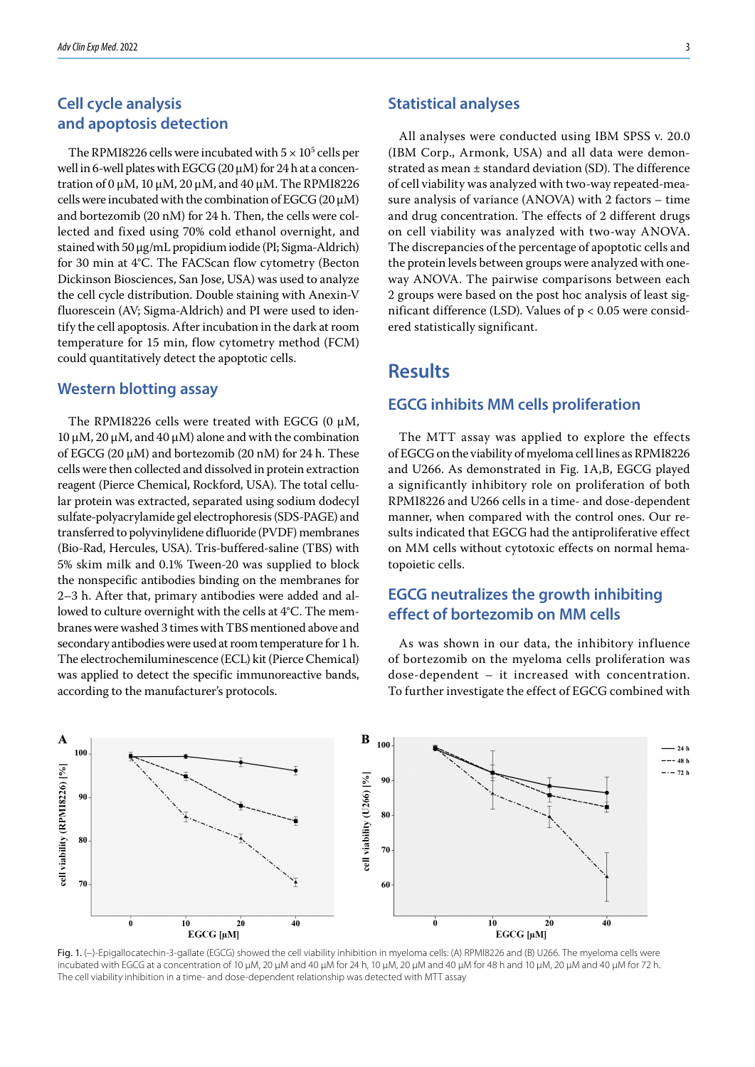## Cell cycle analysis and apoptosis detection

The RPMI8226 cells were incubated with $5 \times 10^5$ cells per well in 6-well plates with EGCG (20 µM) for 24 h at a concentration of 0 µM, 10 µM, 20 µM, and 40 µM. The RPMI8226 cells were incubated with the combination of EGCG (20 µM) and bortezomib (20 nM) for 24 h. Then, the cells were collected and fixed using 70% cold ethanol overnight, and stained with 50 µg/mL propidium iodide (PI; Sigma-Aldrich) for 30 min at 4°C. The FACScan flow cytometry (Becton Dickinson Biosciences, San Jose, USA) was used to analyze the cell cycle distribution. Double staining with Anexin-V fluorescein (AV; Sigma-Aldrich) and PI were used to identify the cell apoptosis. After incubation in the dark at room temperature for 15 min, flow cytometry method (FCM) could quantitatively detect the apoptotic cells.

## Western blotting assay

The RPMI8226 cells were treated with EGCG (0 µM, 10 µM, 20 µM, and 40 µM) alone and with the combination of EGCG (20 µM) and bortezomib (20 nM) for 24 h. These cells were then collected and dissolved in protein extraction reagent (Pierce Chemical, Rockford, USA). The total cellular protein was extracted, separated using sodium dodecyl sulfate-polyacrylamide gel electrophoresis (SDS-PAGE) and transferred to polyvinylidene difluoride (PVDF) membranes (Bio-Rad, Hercules, USA). Tris-buffered-saline (TBS) with 5% skim milk and 0.1% Tween-20 was supplied to block the nonspecific antibodies binding on the membranes for 2–3 h. After that, primary antibodies were added and allowed to culture overnight with the cells at 4°C. The membranes were washed 3 times with TBS mentioned above and secondary antibodies were used at room temperature for 1 h. The electrochemiluminescence (ECL) kit (Pierce Chemical) was applied to detect the specific immunoreactive bands, according to the manufacturer's protocols.

## Statistical analyses

All analyses were conducted using IBM SPSS v. 20.0 (IBM Corp., Armonk, USA) and all data were demonstrated as mean ± standard deviation (SD). The difference of cell viability was analyzed with two-way repeated-measure analysis of variance (ANOVA) with 2 factors – time and drug concentration. The effects of 2 different drugs on cell viability was analyzed with two-way ANOVA. The discrepancies of the percentage of apoptotic cells and the protein levels between groups were analyzed with one-way ANOVA. The pairwise comparisons between each 2 groups were based on the post hoc analysis of least significant difference (LSD). Values of $p < 0.05$ were considered statistically significant.

# Results

## EGCG inhibits MM cells proliferation

The MTT assay was applied to explore the effects of EGCG on the viability of myeloma cell lines as RPMI8226 and U266. As demonstrated in Fig. 1A,B, EGCG played a significantly inhibitory role on proliferation of both RPMI8226 and U266 cells in a time- and dose-dependent manner, when compared with the control ones. Our results indicated that EGCG had the antiproliferative effect on MM cells without cytotoxic effects on normal hematopoietic cells.

## EGCG neutralizes the growth inhibiting effect of bortezomib on MM cells

As was shown in our data, the inhibitory influence of bortezomib on the myeloma cells proliferation was dose-dependent – it increased with concentration. To further investigate the effect of EGCG combined with

Fig. 1. (–)-Epigallocatechin-3-gallate (EGCG) showed the cell viability inhibition in myeloma cells: (A) RPMI8226 and (B) U266. The myeloma cells were incubated with EGCG at a concentration of 10 µM, 20 µM and 40 µM for 24 h, 10 µM, 20 µM and 40 µM for 48 h and 10 µM, 20 µM and 40 µM for 72 h. The cell viability inhibition in a time- and dose-dependent relationship was detected with MTT assay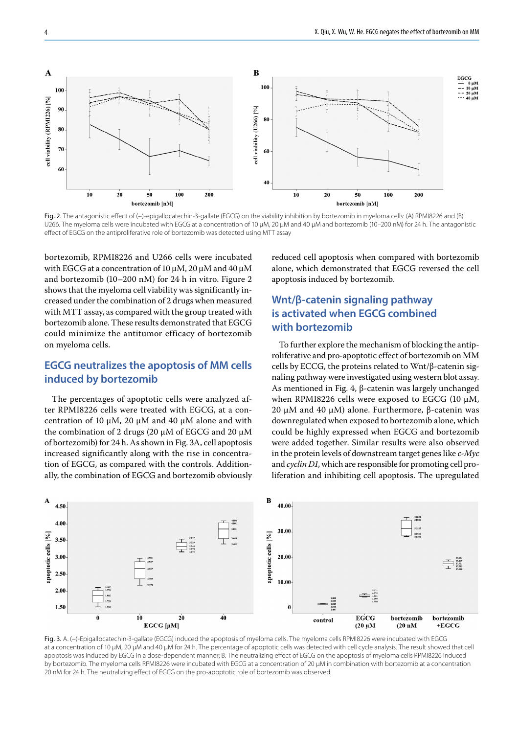Fig. 2. The antagonistic effect of (–)-epigallocatechin-3-gallate (EGCG) on the viability inhibition by bortezomib in myeloma cells: (A) RPMI8226 and (B) U266. The myeloma cells were incubated with EGCG at a concentration of 10 µM, 20 µM and 40 µM and bortezomib (10–200 nM) for 24 h. The antagonistic effect of EGCG on the antiproliferative role of bortezomib was detected using MTT assay

bortezomib, RPMI8226 and U266 cells were incubated with EGCG at a concentration of 10 µM, 20 µM and 40 µM and bortezomib (10–200 nM) for 24 h in vitro. Figure 2 shows that the myeloma cell viability was significantly increased under the combination of 2 drugs when measured with MTT assay, as compared with the group treated with bortezomib alone. These results demonstrated that EGCG could minimize the antitumor efficacy of bortezomib on myeloma cells.

## EGCG neutralizes the apoptosis of MM cells induced by bortezomib

The percentages of apoptotic cells were analyzed after RPMI8226 cells were treated with EGCG, at a concentration of 10 µM, 20 µM and 40 µM alone and with the combination of 2 drugs (20 µM of EGCG and 20 µM of bortezomib) for 24 h. As shown in Fig. 3A, cell apoptosis increased significantly along with the rise in concentration of EGCG, as compared with the controls. Additionally, the combination of EGCG and bortezomib obviously reduced cell apoptosis when compared with bortezomib alone, which demonstrated that EGCG reversed the cell apoptosis induced by bortezomib.

## Wnt/β-catenin signaling pathway is activated when EGCG combined with bortezomib

To further explore the mechanism of blocking the antiproliferative and pro-apoptotic effect of bortezomib on MM cells by ECCG, the proteins related to Wnt/β-catenin signaling pathway were investigated using western blot assay. As mentioned in Fig. 4, β-catenin was largely unchanged when RPMI8226 cells were exposed to EGCG (10 µM, 20 µM and 40 µM) alone. Furthermore, β-catenin was downregulated when exposed to bortezomib alone, which could be highly expressed when EGCG and bortezomib were added together. Similar results were also observed in the protein levels of downstream target genes like *c-Myc* and *cyclin D1*, which are responsible for promoting cell proliferation and inhibiting cell apoptosis. The upregulated

Fig. 3. A. (–)-Epigallocatechin-3-gallate (EGCG) induced the apoptosis of myeloma cells. The myeloma cells RPMI8226 were incubated with EGCG at a concentration of 10 µM, 20 µM and 40 µM for 24 h. The percentage of apoptotic cells was detected with cell cycle analysis. The result showed that cell apoptosis was induced by EGCG in a dose-dependent manner; B. The neutralizing effect of EGCG on the apoptosis of myeloma cells RPMI8226 induced by bortezomib. The myeloma cells RPMI8226 were incubated with EGCG at a concentration of 20 µM in combination with bortezomib at a concentration 20 nM for 24 h. The neutralizing effect of EGCG on the pro-apoptotic role of bortezomib was observed.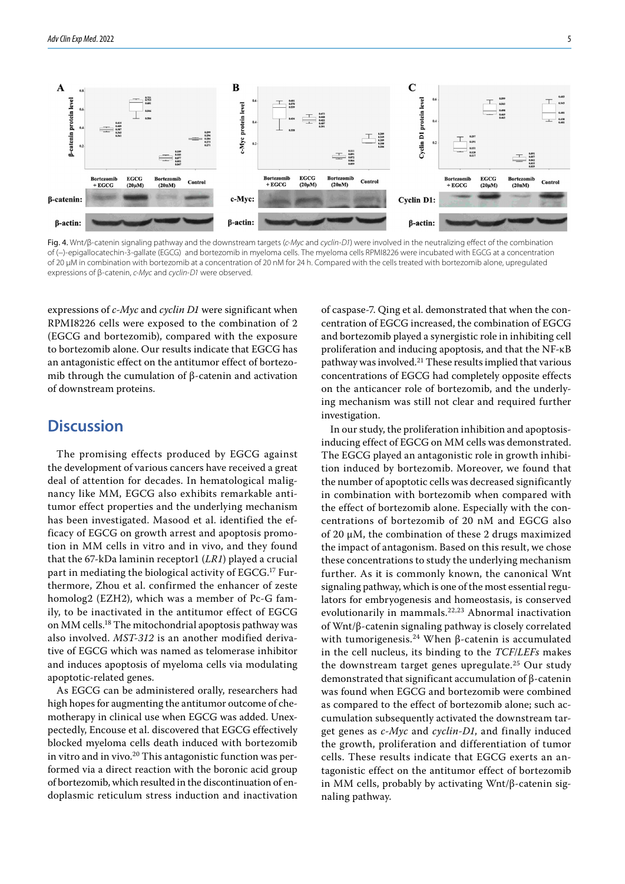Fig. 4. Wnt/β-catenin signaling pathway and the downstream targets (*c-Myc* and *cyclin-D1*) were involved in the neutralizing effect of the combination of (−)-epigallocatechin-3-gallate (EGCG) and bortezomib in myeloma cells. The myeloma cells RPMI8226 were incubated with EGCG at a concentration of 20 µM in combination with bortezomib at a concentration of 20 nM for 24 h. Compared with the cells treated with bortezomib alone, upregulated expressions of β-catenin, *c-Myc* and *cyclin D1* were observed.

expressions of *c-Myc* and *cyclin D1* were significant when RPMI8226 cells were exposed to the combination of 2 (EGCG and bortezomib), compared with the exposure to bortezomib alone. Our results indicate that EGCG has an antagonistic effect on the antitumor effect of bortezomib through the cumulation of β-catenin and activation of downstream proteins.

## Discussion

The promising effects produced by EGCG against the development of various cancers have received a great deal of attention for decades. In hematological malignancy like MM, EGCG also exhibits remarkable antitumor effect properties and the underlying mechanism has been investigated. Masood et al. identified the efficacy of EGCG on growth arrest and apoptosis promotion in MM cells in vitro and in vivo, and they found that the 67-kDa laminin receptor1 (*LR1*) played a crucial part in mediating the biological activity of EGCG.[17] Furthermore, Zhou et al. confirmed the enhancer of zeste homolog2 (EZH2), which was a member of Pc-G family, to be inactivated in the antitumor effect of EGCG on MM cells.[18] The mitochondrial apoptosis pathway was also involved. *MST-312* is an another modified derivative of EGCG which was named as telomerase inhibitor and induces apoptosis of myeloma cells via modulating apoptotic-related genes.

As EGCG can be administered orally, researchers had high hopes for augmenting the antitumor outcome of chemotherapy in clinical use when EGCG was added. Unexpectedly, Encouse et al. discovered that EGCG effectively blocked myeloma cells death induced with bortezomib in vitro and in vivo.[20] This antagonistic function was performed via a direct reaction with the boronic acid group of bortezomib, which resulted in the discontinuation of endoplasmic reticulum stress induction and inactivation of caspase-7. Qing et al. demonstrated that when the concentration of EGCG increased, the combination of EGCG and bortezomib played a synergistic role in inhibiting cell proliferation and inducing apoptosis, and that the NF-κB pathway was involved.[21] These results implied that various concentrations of EGCG had completely opposite effects on the anticancer role of bortezomib, and the underlying mechanism was still not clear and required further investigation.

In our study, the proliferation inhibition and apoptosis-inducing effect of EGCG on MM cells was demonstrated. The EGCG played an antagonistic role in growth inhibition induced by bortezomib. Moreover, we found that the number of apoptotic cells was decreased significantly in combination with bortezomib when compared with the effect of bortezomib alone. Especially with the concentrations of bortezomib of 20 nM and EGCG also of 20 µM, the combination of these 2 drugs maximized the impact of antagonism. Based on this result, we chose these concentrations to study the underlying mechanism further. As it is commonly known, the canonical Wnt signaling pathway, which is one of the most essential regulators for embryogenesis and homeostasis, is conserved evolutionarily in mammals.[22,23] Abnormal inactivation of Wnt/β-catenin signaling pathway is closely correlated with tumorigenesis.[24] When β-catenin is accumulated in the cell nucleus, its binding to the *TCF*/*LEFs* makes the downstream target genes upregulate.[25] Our study demonstrated that significant accumulation of β-catenin was found when EGCG and bortezomib were combined as compared to the effect of bortezomib alone; such accumulation subsequently activated the downstream target genes as *c-Myc* and *cyclin-D1*, and finally induced the growth, proliferation and differentiation of tumor cells. These results indicate that EGCG exerts an antagonistic effect on the antitumor effect of bortezomib in MM cells, probably by activating Wnt/β-catenin signaling pathway.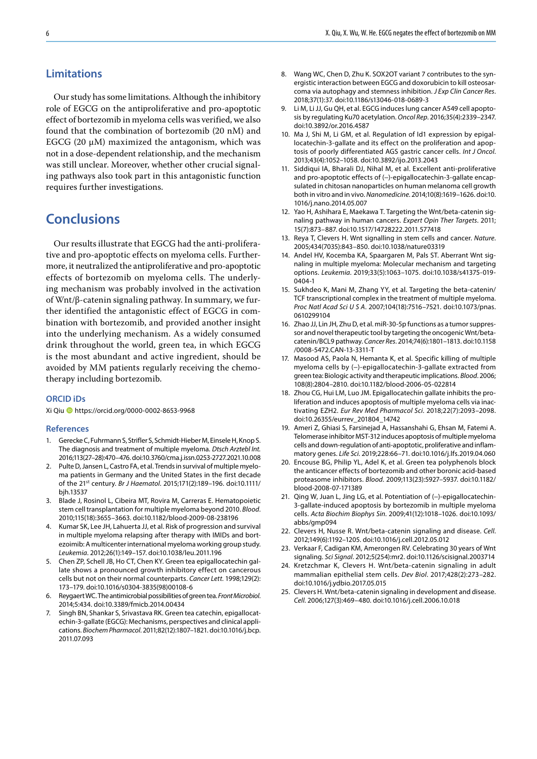## Limitations

Our study has some limitations. Although the inhibitory role of EGCG on the antiproliferative and pro-apoptotic effect of bortezomib in myeloma cells was verified, we also found that the combination of bortezomib (20 nM) and EGCG (20 μM) maximized the antagonism, which was not in a dose-dependent relationship, and the mechanism was still unclear. Moreover, whether other crucial signaling pathways also took part in this antagonistic function requires further investigations.

## Conclusions

Our results illustrate that EGCG had the anti-proliferative and pro-apoptotic effects on myeloma cells. Furthermore, it neutralized the antiproliferative and pro-apoptotic effects of bortezomib on myeloma cells. The underlying mechanism was probably involved in the activation of Wnt/β-catenin signaling pathway. In summary, we further identified the antagonistic effect of EGCG in combination with bortezomib, and provided another insight into the underlying mechanism. As a widely consumed drink throughout the world, green tea, in which EGCG is the most abundant and active ingredient, should be avoided by MM patients regularly receiving the chemotherapy including bortezomib.

### ORCID iDs

Xi Qiu https://orcid.org/0000-0002-8653-9968

### References

1. Gerecke C, Fuhrmann S, Strifler S, Schmidt-Hieber M, Einsele H, Knop S. The diagnosis and treatment of multiple myeloma. *Dtsch Arztebl Int.* 2016;113(27–28):470–476. doi:10.3760/cma.j.issn.0253-2727.2021.10.008
2. Pulte D, Jansen L, Castro FA, et al. Trends in survival of multiple myeloma patients in Germany and the United States in the first decade of the 21st century. *Br J Haematol.* 2015;171(2):189–196. doi:10.1111/bjh.13537
3. Blade J, Rosinol L, Cibeira MT, Rovira M, Carreras E. Hematopoietic stem cell transplantation for multiple myeloma beyond 2010. *Blood.* 2010;115(18):3655–3663. doi:10.1182/blood-2009-08-238196
4. Kumar SK, Lee JH, Lahuerta JJ, et al. Risk of progression and survival in multiple myeloma relapsing after therapy with IMiDs and bortezomib: A multicenter international myeloma working group study. *Leukemia.* 2012;26(1):149–157. doi:10.1038/leu.2011.196
5. Chen ZP, Schell JB, Ho CT, Chen KY. Green tea epigallocatechin gallate shows a pronounced growth inhibitory effect on cancerous cells but not on their normal counterparts. *Cancer Lett.* 1998;129(2):173–179. doi:10.1016/s0304-3835(98)00108-6
6. Reygaert WC. The antimicrobial possibilities of green tea. *Front Microbiol.* 2014;5:434. doi:10.3389/fmicb.2014.00434
7. Singh BN, Shankar S, Srivastava RK. Green tea catechin, epigallocatechin-3-gallate (EGCG): Mechanisms, perspectives and clinical applications. *Biochem Pharmacol.* 2011;82(12):1807–1821. doi:10.1016/j.bcp.2011.07.093
8. Wang WC, Chen D, Zhu K. SOX2OT variant 7 contributes to the synergistic interaction between EGCG and doxorubicin to kill osteosarcoma via autophagy and stemness inhibition. *J Exp Clin Cancer Res.* 2018;37(1):37. doi:10.1186/s13046-018-0689-3
9. Li M, Li JJ, Gu QH, et al. EGCG induces lung cancer A549 cell apoptosis by regulating Ku70 acetylation. *Oncol Rep.* 2016;35(4):2339–2347. doi:10.3892/or.2016.4587
10. Ma J, Shi M, Li GM, et al. Regulation of Id1 expression by epigallocatechin-3-gallate and its effect on the proliferation and apoptosis of poorly differentiated AGS gastric cancer cells. *Int J Oncol.* 2013;43(4):1052–1058. doi:10.3892/ijo.2013.2043
11. Siddiqui IA, Bharali DJ, Nihal M, et al. Excellent anti-proliferative and pro-apoptotic effects of (–)-epigallocatechin-3-gallate encapsulated in chitosan nanoparticles on human melanoma cell growth both in vitro and in vivo. *Nanomedicine.* 2014;10(8):1619–1626. doi:10.1016/j.nano.2014.05.007
12. Yao H, Ashihara E, Maekawa T. Targeting the Wnt/beta-catenin signaling pathway in human cancers. *Expert Opin Ther Targets.* 2011;15(7):873–887. doi:10.1517/14728222.2011.577418
13. Reya T, Clevers H. Wnt signalling in stem cells and cancer. *Nature.* 2005;434(7035):843–850. doi:10.1038/nature03319
14. Andel HV, Kocemba KA, Spaargaren M, Pals ST. Aberrant Wnt signaling in multiple myeloma: Molecular mechanism and targeting options. *Leukemia.* 2019;33(5):1063–1075. doi:10.1038/s41375-019-0404-1
15. Sukhdeo K, Mani M, Zhang YY, et al. Targeting the beta-catenin/TCF transcriptional complex in the treatment of multiple myeloma. *Proc Natl Acad Sci U S A.* 2007;104(18):7516–7521. doi:10.1073/pnas.0610299104
16. Zhao JJ, Lin JH, Zhu D, et al. miR-30-5p functions as a tumor suppressor and novel therapeutic tool by targeting the oncogenic Wnt/beta-catenin/BCL9 pathway. *Cancer Res.* 2014;74(6):1801–1813. doi:10.1158/0008-5472.CAN-13-3311-T
17. Masood AS, Paola N, Hemanta K, et al. Specific killing of multiple myeloma cells by (–)-epigallocatechin-3-gallate extracted from green tea: Biologic activity and therapeutic implications. *Blood.* 2006;108(8):2804–2810. doi:10.1182/blood-2006-05-022814
18. Zhou CG, Hui LM, Luo JM. Epigallocatechin gallate inhibits the proliferation and induces apoptosis of multiple myeloma cells via inactivating EZH2. *Eur Rev Med Pharmacol Sci.* 2018;22(7):2093–2098. doi:10.26355/eurrev_201804_14742
19. Ameri Z, Ghiasi S, Farsinejad A, Hassanshahi G, Ehsan M, Fatemi A. Telomerase inhibitor MST-312 induces apoptosis of multiple myeloma cells and down-regulation of anti-apoptotic, proliferative and inflammatory genes. *Life Sci.* 2019;228:66–71. doi:10.1016/j.lfs.2019.04.060
20. Encouse BG, Philip YL, Adel K, et al. Green tea polyphenols block the anticancer effects of bortezomib and other boronic acid-based proteasome inhibitors. *Blood.* 2009;113(23):5927–5937. doi:10.1182/blood-2008-07-171389
21. Qing W, Juan L, Jing LG, et al. Potentiation of (–)-epigallocatechin-3-gallate-induced apoptosis by bortezomib in multiple myeloma cells. *Acta Biochim Biophys Sin.* 2009;41(12):1018–1026. doi:10.1093/abbs/gmp094
22. Clevers H, Nusse R. Wnt/beta-catenin signaling and disease. *Cell.* 2012;149(6):1192–1205. doi:10.1016/j.cell.2012.05.012
23. Verkaar F, Cadigan KM, Amerongen RV. Celebrating 30 years of Wnt signaling. *Sci Signal.* 2012;5(254):mr2. doi:10.1126/scisignal.2003714
24. Kretzchmar K, Clevers H. Wnt/beta-catenin signaling in adult mammalian epithelial stem cells. *Dev Biol.* 2017;428(2):273–282. doi:10.1016/j.ydbio.2017.05.015
25. Clevers H. Wnt/beta-catenin signaling in development and disease. *Cell.* 2006;127(3):469–480. doi:10.1016/j.cell.2006.10.018